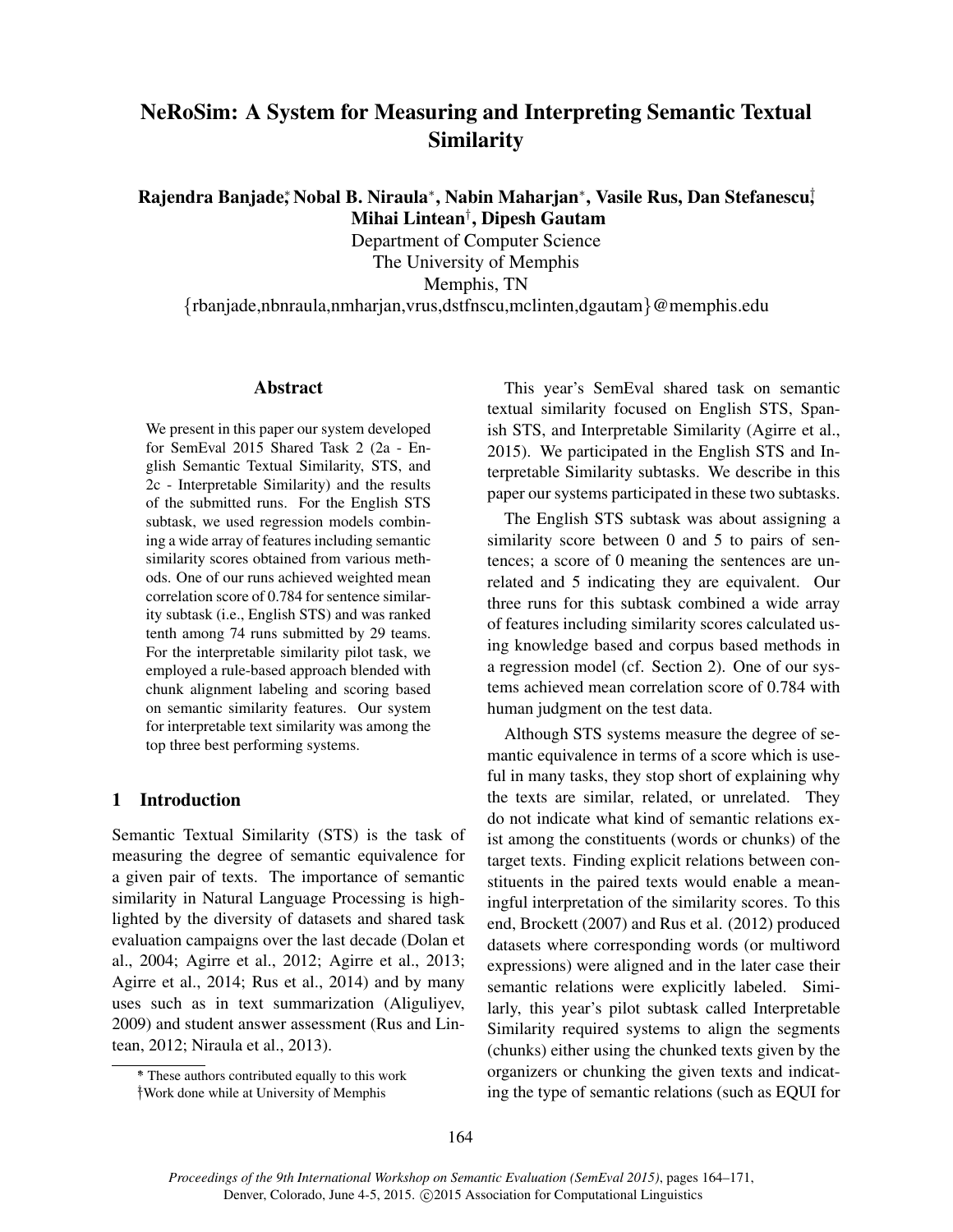# NeRoSim: A System for Measuring and Interpreting Semantic Textual Similarity

**Rajendra Banjade*, Nobal B. Niraula*, Nabin Maharjan*, Vasile Rus, Dan Stefanescu†, Mihai Lintean†, Dipesh Gautam**

Department of Computer Science
The University of Memphis
Memphis, TN
{rbanjade,nbnraula,nmharjan,vrus,dstfnscu,mclinten,dgautam}@memphis.edu

## Abstract

We present in this paper our system developed for SemEval 2015 Shared Task 2 (2a - English Semantic Textual Similarity, STS, and 2c - Interpretable Similarity) and the results of the submitted runs. For the English STS subtask, we used regression models combining a wide array of features including semantic similarity scores obtained from various methods. One of our runs achieved weighted mean correlation score of 0.784 for sentence similarity subtask (i.e., English STS) and was ranked tenth among 74 runs submitted by 29 teams. For the interpretable similarity pilot task, we employed a rule-based approach blended with chunk alignment labeling and scoring based on semantic similarity features. Our system for interpretable text similarity was among the top three best performing systems.

## 1 Introduction

Semantic Textual Similarity (STS) is the task of measuring the degree of semantic equivalence for a given pair of texts. The importance of semantic similarity in Natural Language Processing is highlighted by the diversity of datasets and shared task evaluation campaigns over the last decade (Dolan et al., 2004; Agirre et al., 2012; Agirre et al., 2013; Agirre et al., 2014; Rus et al., 2014) and by many uses such as in text summarization (Aliguliyev, 2009) and student answer assessment (Rus and Lintean, 2012; Niraula et al., 2013).

This year's SemEval shared task on semantic textual similarity focused on English STS, Spanish STS, and Interpretable Similarity (Agirre et al., 2015). We participated in the English STS and Interpretable Similarity subtasks. We describe in this paper our systems participated in these two subtasks.

The English STS subtask was about assigning a similarity score between 0 and 5 to pairs of sentences; a score of 0 meaning the sentences are unrelated and 5 indicating they are equivalent. Our three runs for this subtask combined a wide array of features including similarity scores calculated using knowledge based and corpus based methods in a regression model (cf. Section 2). One of our systems achieved mean correlation score of 0.784 with human judgment on the test data.

Although STS systems measure the degree of semantic equivalence in terms of a score which is useful in many tasks, they stop short of explaining why the texts are similar, related, or unrelated. They do not indicate what kind of semantic relations exist among the constituents (words or chunks) of the target texts. Finding explicit relations between constituents in the paired texts would enable a meaningful interpretation of the similarity scores. To this end, Brockett (2007) and Rus et al. (2012) produced datasets where corresponding words (or multiword expressions) were aligned and in the later case their semantic relations were explicitly labeled. Similarly, this year's pilot subtask called Interpretable Similarity required systems to align the segments (chunks) either using the chunked texts given by the organizers or chunking the given texts and indicating the type of semantic relations (such as EQUI for

---

* These authors contributed equally to this work

†Work done while at University of Memphis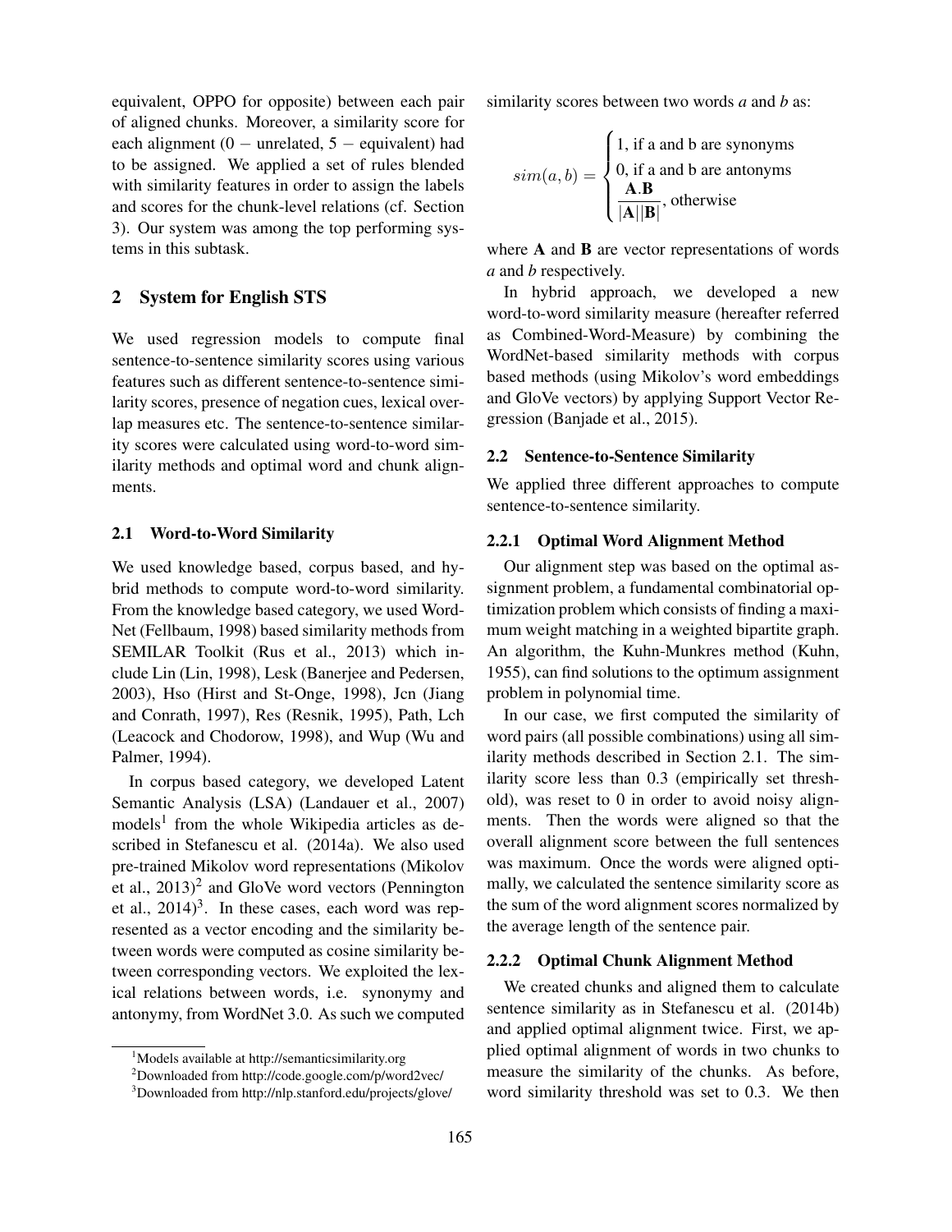equivalent, OPPO for opposite) between each pair of aligned chunks. Moreover, a similarity score for each alignment (0 − unrelated, 5 − equivalent) had to be assigned. We applied a set of rules blended with similarity features in order to assign the labels and scores for the chunk-level relations (cf. Section 3). Our system was among the top performing systems in this subtask.

## 2 System for English STS

We used regression models to compute final sentence-to-sentence similarity scores using various features such as different sentence-to-sentence similarity scores, presence of negation cues, lexical overlap measures etc. The sentence-to-sentence similarity scores were calculated using word-to-word similarity methods and optimal word and chunk alignments.

### 2.1 Word-to-Word Similarity

We used knowledge based, corpus based, and hybrid methods to compute word-to-word similarity. From the knowledge based category, we used WordNet (Fellbaum, 1998) based similarity methods from SEMILAR Toolkit (Rus et al., 2013) which include Lin (Lin, 1998), Lesk (Banerjee and Pedersen, 2003), Hso (Hirst and St-Onge, 1998), Jcn (Jiang and Conrath, 1997), Res (Resnik, 1995), Path, Lch (Leacock and Chodorow, 1998), and Wup (Wu and Palmer, 1994).

In corpus based category, we developed Latent Semantic Analysis (LSA) (Landauer et al., 2007) models[1] from the whole Wikipedia articles as described in Stefanescu et al. (2014a). We also used pre-trained Mikolov word representations (Mikolov et al., 2013)[2] and GloVe word vectors (Pennington et al., 2014)[3]. In these cases, each word was represented as a vector encoding and the similarity between words were computed as cosine similarity between corresponding vectors. We exploited the lexical relations between words, i.e. synonymy and antonymy, from WordNet 3.0. As such we computed similarity scores between two words *a* and *b* as:

$$sim(a, b) = \begin{cases} 1, \text{if a and b are synonyms} \\ 0, \text{if a and b are antonyms} \\ \dfrac{\mathbf{A}.\mathbf{B}}{|\mathbf{A}||\mathbf{B}|}, \text{otherwise} \end{cases}$$

where **A** and **B** are vector representations of words *a* and *b* respectively.

In hybrid approach, we developed a new word-to-word similarity measure (hereafter referred as Combined-Word-Measure) by combining the WordNet-based similarity methods with corpus based methods (using Mikolov's word embeddings and GloVe vectors) by applying Support Vector Regression (Banjade et al., 2015).

### 2.2 Sentence-to-Sentence Similarity

We applied three different approaches to compute sentence-to-sentence similarity.

#### 2.2.1 Optimal Word Alignment Method

Our alignment step was based on the optimal assignment problem, a fundamental combinatorial optimization problem which consists of finding a maximum weight matching in a weighted bipartite graph. An algorithm, the Kuhn-Munkres method (Kuhn, 1955), can find solutions to the optimum assignment problem in polynomial time.

In our case, we first computed the similarity of word pairs (all possible combinations) using all similarity methods described in Section 2.1. The similarity score less than 0.3 (empirically set threshold), was reset to 0 in order to avoid noisy alignments. Then the words were aligned so that the overall alignment score between the full sentences was maximum. Once the words were aligned optimally, we calculated the sentence similarity score as the sum of the word alignment scores normalized by the average length of the sentence pair.

#### 2.2.2 Optimal Chunk Alignment Method

We created chunks and aligned them to calculate sentence similarity as in Stefanescu et al. (2014b) and applied optimal alignment twice. First, we applied optimal alignment of words in two chunks to measure the similarity of the chunks. As before, word similarity threshold was set to 0.3. We then

[1] Models available at http://semanticsimilarity.org

[2] Downloaded from http://code.google.com/p/word2vec/

[3] Downloaded from http://nlp.stanford.edu/projects/glove/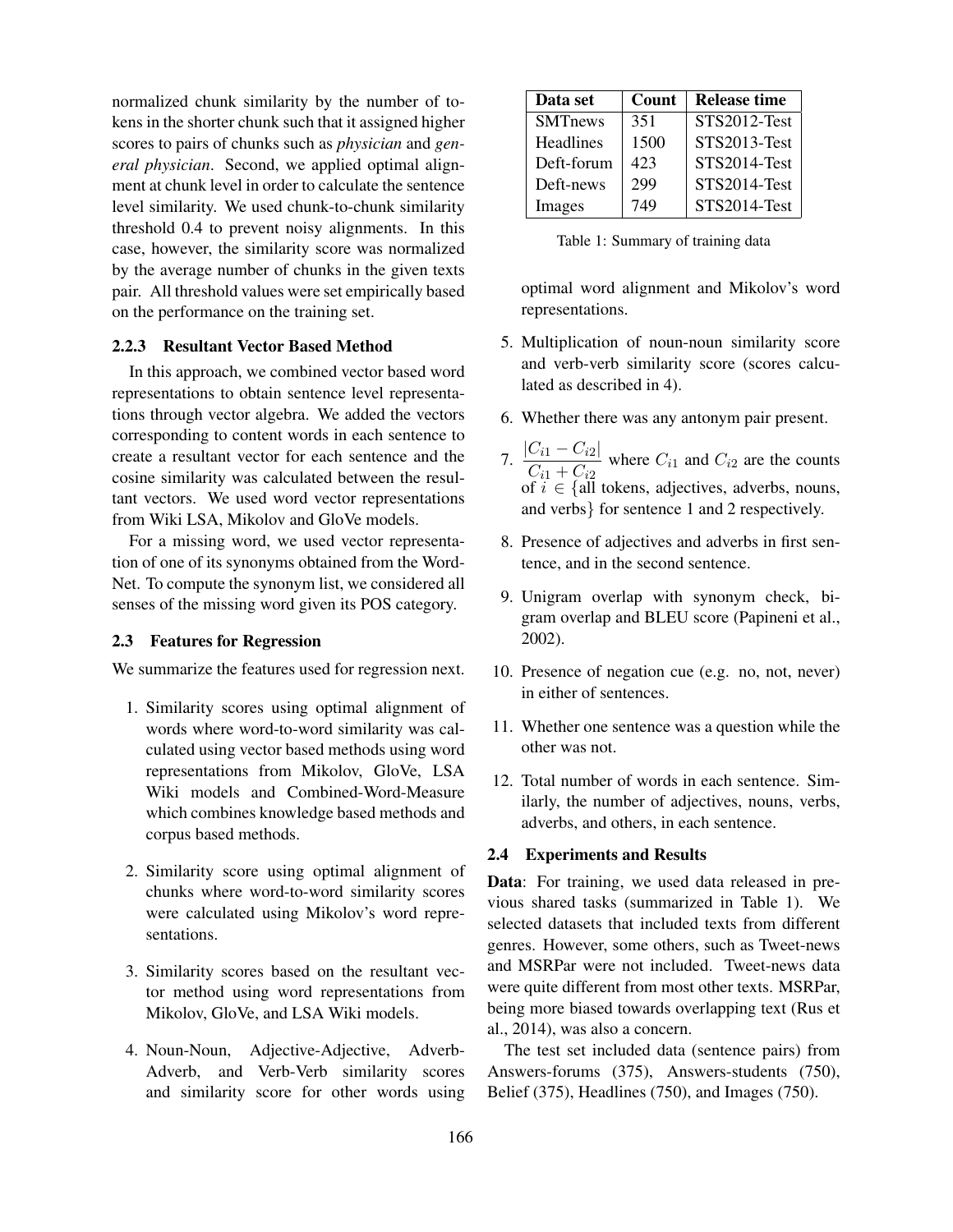normalized chunk similarity by the number of tokens in the shorter chunk such that it assigned higher scores to pairs of chunks such as *physician* and *general physician*. Second, we applied optimal alignment at chunk level in order to calculate the sentence level similarity. We used chunk-to-chunk similarity threshold 0.4 to prevent noisy alignments. In this case, however, the similarity score was normalized by the average number of chunks in the given texts pair. All threshold values were set empirically based on the performance on the training set.

#### 2.2.3 Resultant Vector Based Method

In this approach, we combined vector based word representations to obtain sentence level representations through vector algebra. We added the vectors corresponding to content words in each sentence to create a resultant vector for each sentence and the cosine similarity was calculated between the resultant vectors. We used word vector representations from Wiki LSA, Mikolov and GloVe models.

For a missing word, we used vector representation of one of its synonyms obtained from the WordNet. To compute the synonym list, we considered all senses of the missing word given its POS category.

### 2.3 Features for Regression

We summarize the features used for regression next.

1. Similarity scores using optimal alignment of words where word-to-word similarity was calculated using vector based methods using word representations from Mikolov, GloVe, LSA Wiki models and Combined-Word-Measure which combines knowledge based methods and corpus based methods.
2. Similarity score using optimal alignment of chunks where word-to-word similarity scores were calculated using Mikolov's word representations.
3. Similarity scores based on the resultant vector method using word representations from Mikolov, GloVe, and LSA Wiki models.
4. Noun-Noun, Adjective-Adjective, Adverb-Adverb, and Verb-Verb similarity scores and similarity score for other words using optimal word alignment and Mikolov's word representations.
5. Multiplication of noun-noun similarity score and verb-verb similarity score (scores calculated as described in 4).
6. Whether there was any antonym pair present.
7. $\frac{|C_{i1} - C_{i2}|}{C_{i1} + C_{i2}}$ where $C_{i1}$ and $C_{i2}$ are the counts of $i \in$ {all tokens, adjectives, adverbs, nouns, and verbs} for sentence 1 and 2 respectively.
8. Presence of adjectives and adverbs in first sentence, and in the second sentence.
9. Unigram overlap with synonym check, bigram overlap and BLEU score (Papineni et al., 2002).
10. Presence of negation cue (e.g. no, not, never) in either of sentences.
11. Whether one sentence was a question while the other was not.
12. Total number of words in each sentence. Similarly, the number of adjectives, nouns, verbs, adverbs, and others, in each sentence.

| Data set | Count | Release time |
|---|---|---|
| SMTnews | 351 | STS2012-Test |
| Headlines | 1500 | STS2013-Test |
| Deft-forum | 423 | STS2014-Test |
| Deft-news | 299 | STS2014-Test |
| Images | 749 | STS2014-Test |

Table 1: Summary of training data

### 2.4 Experiments and Results

**Data**: For training, we used data released in previous shared tasks (summarized in Table 1). We selected datasets that included texts from different genres. However, some others, such as Tweet-news and MSRPar were not included. Tweet-news data were quite different from most other texts. MSRPar, being more biased towards overlapping text (Rus et al., 2014), was also a concern.

The test set included data (sentence pairs) from Answers-forums (375), Answers-students (750), Belief (375), Headlines (750), and Images (750).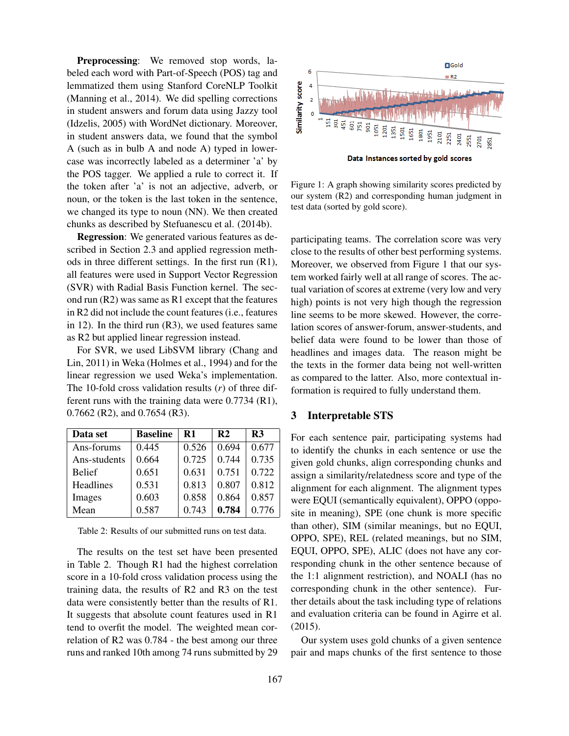**Preprocessing**: We removed stop words, labeled each word with Part-of-Speech (POS) tag and lemmatized them using Stanford CoreNLP Toolkit (Manning et al., 2014). We did spelling corrections in student answers and forum data using Jazzy tool (Idzelis, 2005) with WordNet dictionary. Moreover, in student answers data, we found that the symbol A (such as in bulb A and node A) typed in lowercase was incorrectly labeled as a determiner 'a' by the POS tagger. We applied a rule to correct it. If the token after 'a' is not an adjective, adverb, or noun, or the token is the last token in the sentence, we changed its type to noun (NN). We then created chunks as described by Stefuanescu et al. (2014b).

**Regression**: We generated various features as described in Section 2.3 and applied regression methods in three different settings. In the first run (R1), all features were used in Support Vector Regression (SVR) with Radial Basis Function kernel. The second run (R2) was same as R1 except that the features in R2 did not include the count features (i.e., features in 12). In the third run (R3), we used features same as R2 but applied linear regression instead.

For SVR, we used LibSVM library (Chang and Lin, 2011) in Weka (Holmes et al., 1994) and for the linear regression we used Weka's implementation. The 10-fold cross validation results ($r$) of three different runs with the training data were 0.7734 (R1), 0.7662 (R2), and 0.7654 (R3).

| Data set | Baseline | R1 | R2 | R3 |
|---|---|---|---|---|
| Ans-forums | 0.445 | 0.526 | 0.694 | 0.677 |
| Ans-students | 0.664 | 0.725 | 0.744 | 0.735 |
| Belief | 0.651 | 0.631 | 0.751 | 0.722 |
| Headlines | 0.531 | 0.813 | 0.807 | 0.812 |
| Images | 0.603 | 0.858 | 0.864 | 0.857 |
| Mean | 0.587 | 0.743 | **0.784** | 0.776 |

Table 2: Results of our submitted runs on test data.

The results on the test set have been presented in Table 2. Though R1 had the highest correlation score in a 10-fold cross validation process using the training data, the results of R2 and R3 on the test data were consistently better than the results of R1. It suggests that absolute count features used in R1 tend to overfit the model. The weighted mean correlation of R2 was 0.784 - the best among our three runs and ranked 10th among 74 runs submitted by 29 participating teams. The correlation score was very close to the results of other best performing systems. Moreover, we observed from Figure 1 that our system worked fairly well at all range of scores. The actual variation of scores at extreme (very low and very high) points is not very high though the regression line seems to be more skewed. However, the correlation scores of answer-forum, answer-students, and belief data were found to be lower than those of headlines and images data. The reason might be the texts in the former data being not well-written as compared to the latter. Also, more contextual information is required to fully understand them.

Figure 1: A graph showing similarity scores predicted by our system (R2) and corresponding human judgment in test data (sorted by gold score).

## 3 Interpretable STS

For each sentence pair, participating systems had to identify the chunks in each sentence or use the given gold chunks, align corresponding chunks and assign a similarity/relatedness score and type of the alignment for each alignment. The alignment types were EQUI (semantically equivalent), OPPO (opposite in meaning), SPE (one chunk is more specific than other), SIM (similar meanings, but no EQUI, OPPO, SPE), REL (related meanings, but no SIM, EQUI, OPPO, SPE), ALIC (does not have any corresponding chunk in the other sentence because of the 1:1 alignment restriction), and NOALI (has no corresponding chunk in the other sentence). Further details about the task including type of relations and evaluation criteria can be found in Agirre et al. (2015).

Our system uses gold chunks of a given sentence pair and maps chunks of the first sentence to those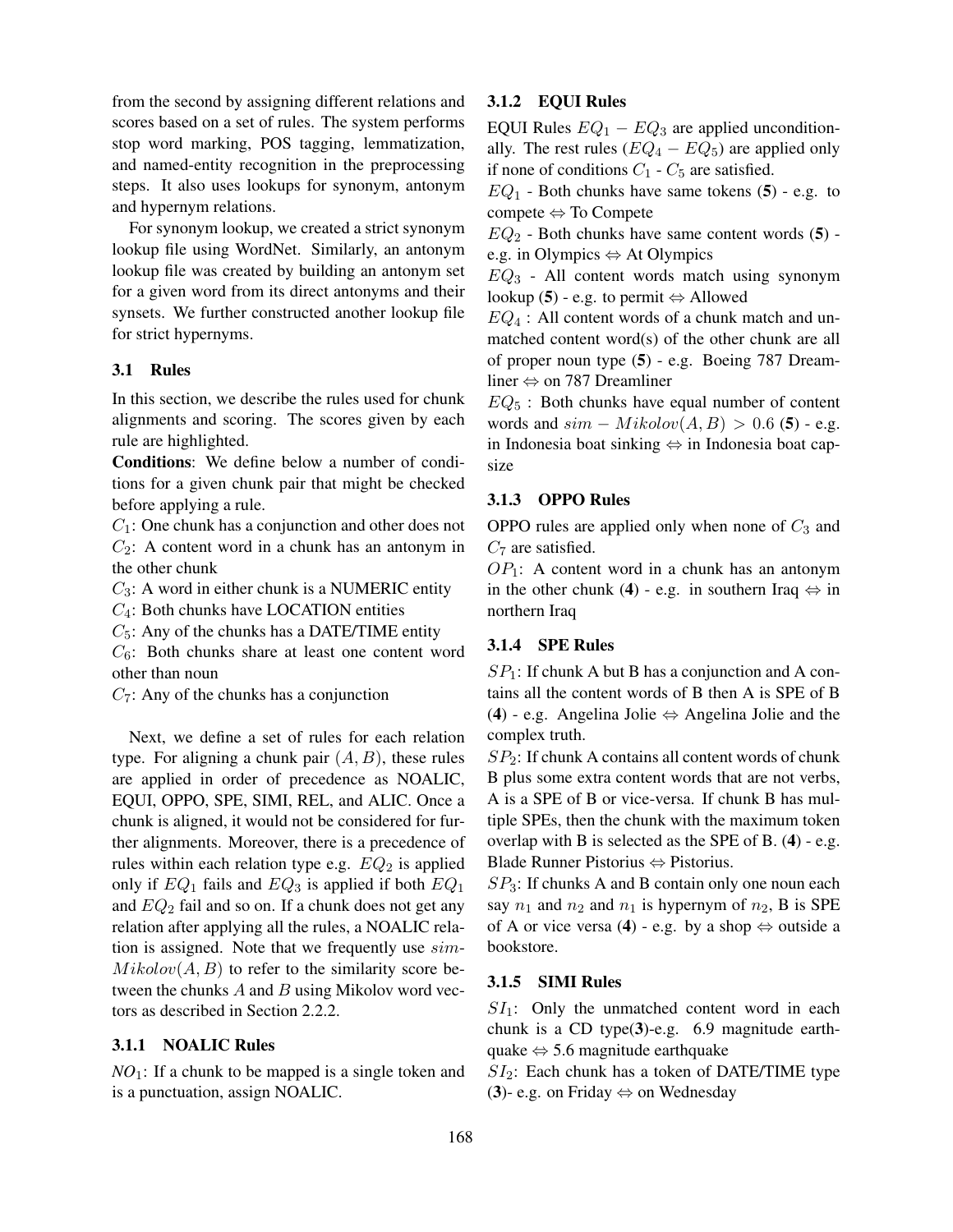from the second by assigning different relations and scores based on a set of rules. The system performs stop word marking, POS tagging, lemmatization, and named-entity recognition in the preprocessing steps. It also uses lookups for synonym, antonym and hypernym relations.

For synonym lookup, we created a strict synonym lookup file using WordNet. Similarly, an antonym lookup file was created by building an antonym set for a given word from its direct antonyms and their synsets. We further constructed another lookup file for strict hypernyms.

### 3.1 Rules

In this section, we describe the rules used for chunk alignments and scoring. The scores given by each rule are highlighted.

**Conditions**: We define below a number of conditions for a given chunk pair that might be checked before applying a rule.

$C_1$: One chunk has a conjunction and other does not

$C_2$: A content word in a chunk has an antonym in the other chunk

$C_3$: A word in either chunk is a NUMERIC entity

$C_4$: Both chunks have LOCATION entities

$C_5$: Any of the chunks has a DATE/TIME entity

$C_6$: Both chunks share at least one content word other than noun

$C_7$: Any of the chunks has a conjunction

Next, we define a set of rules for each relation type. For aligning a chunk pair $(A, B)$, these rules are applied in order of precedence as NOALIC, EQUI, OPPO, SPE, SIMI, REL, and ALIC. Once a chunk is aligned, it would not be considered for further alignments. Moreover, there is a precedence of rules within each relation type e.g. $EQ_2$ is applied only if $EQ_1$ fails and $EQ_3$ is applied if both $EQ_1$ and $EQ_2$ fail and so on. If a chunk does not get any relation after applying all the rules, a NOALIC relation is assigned. Note that we frequently use $sim\text{-}Mikolov(A, B)$ to refer to the similarity score between the chunks $A$ and $B$ using Mikolov word vectors as described in Section 2.2.2.

#### 3.1.1 NOALIC Rules

$NO_1$: If a chunk to be mapped is a single token and is a punctuation, assign NOALIC.

#### 3.1.2 EQUI Rules

EQUI Rules $EQ_1 - EQ_3$ are applied unconditionally. The rest rules ($EQ_4 - EQ_5$) are applied only if none of conditions $C_1$ - $C_5$ are satisfied.

$EQ_1$ - Both chunks have same tokens (**5**) - e.g. to compete ⇔ To Compete

$EQ_2$ - Both chunks have same content words (**5**) - e.g. in Olympics ⇔ At Olympics

$EQ_3$ - All content words match using synonym lookup (**5**) - e.g. to permit ⇔ Allowed

$EQ_4$ : All content words of a chunk match and unmatched content word(s) of the other chunk are all of proper noun type (**5**) - e.g. Boeing 787 Dreamliner ⇔ on 787 Dreamliner

$EQ_5$ : Both chunks have equal number of content words and $sim - Mikolov(A, B) > 0.6$ (**5**) - e.g. in Indonesia boat sinking ⇔ in Indonesia boat capsize

#### 3.1.3 OPPO Rules

OPPO rules are applied only when none of $C_3$ and $C_7$ are satisfied.

$OP_1$: A content word in a chunk has an antonym in the other chunk (**4**) - e.g. in southern Iraq ⇔ in northern Iraq

#### 3.1.4 SPE Rules

$SP_1$: If chunk A but B has a conjunction and A contains all the content words of B then A is SPE of B (**4**) - e.g. Angelina Jolie ⇔ Angelina Jolie and the complex truth.

$SP_2$: If chunk A contains all content words of chunk B plus some extra content words that are not verbs, A is a SPE of B or vice-versa. If chunk B has multiple SPEs, then the chunk with the maximum token overlap with B is selected as the SPE of B. (**4**) - e.g. Blade Runner Pistorius ⇔ Pistorius.

$SP_3$: If chunks A and B contain only one noun each say $n_1$ and $n_2$ and $n_1$ is hypernym of $n_2$, B is SPE of A or vice versa (**4**) - e.g. by a shop ⇔ outside a bookstore.

#### 3.1.5 SIMI Rules

$SI_1$: Only the unmatched content word in each chunk is a CD type(**3**)-e.g. 6.9 magnitude earthquake ⇔ 5.6 magnitude earthquake

$SI_2$: Each chunk has a token of DATE/TIME type (**3**)- e.g. on Friday ⇔ on Wednesday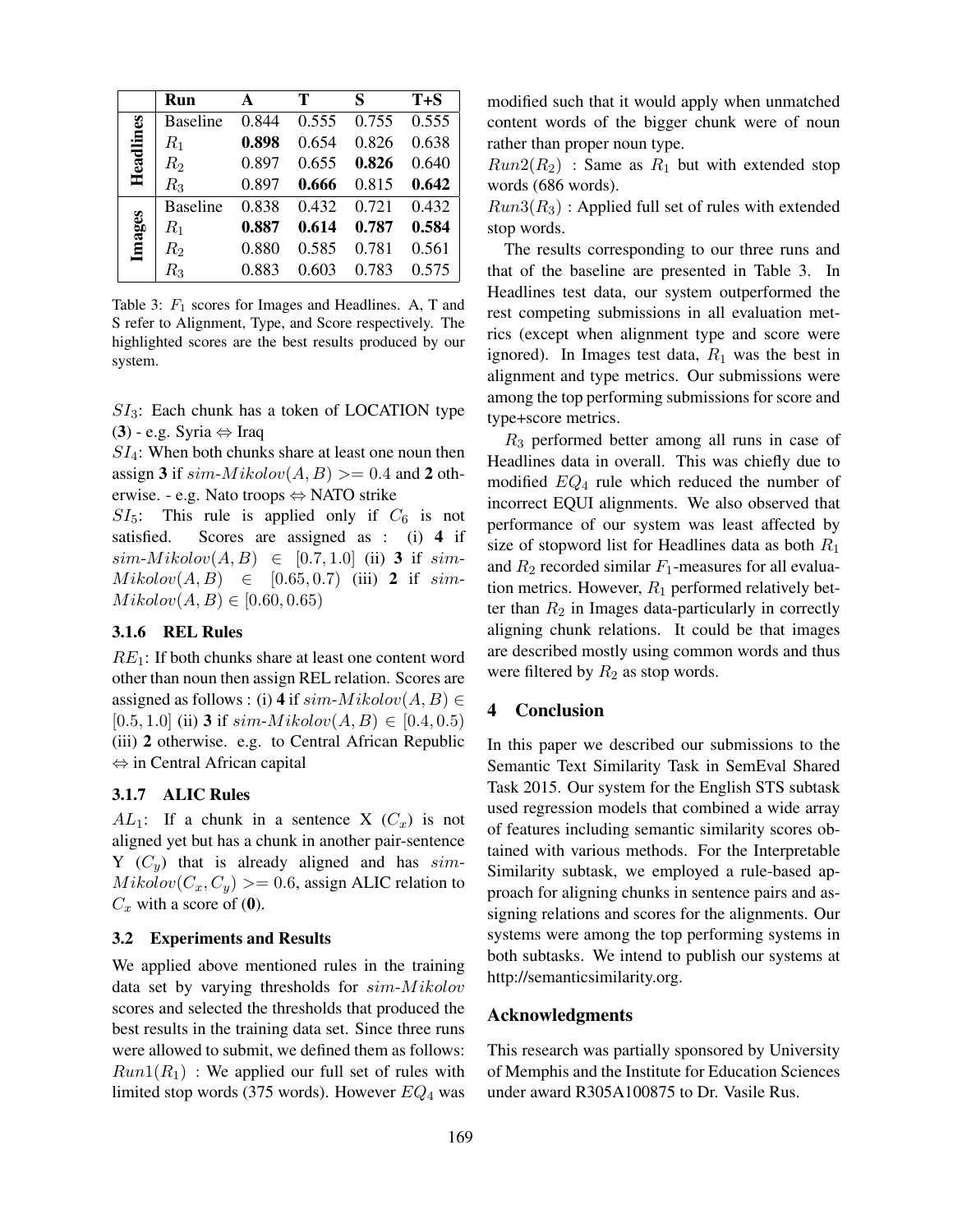| | Run | A | T | S | T+S |
|---|---|---|---|---|---|
| **Headlines** | Baseline | 0.844 | 0.555 | 0.755 | 0.555 |
| | $R_1$ | **0.898** | 0.654 | 0.826 | 0.638 |
| | $R_2$ | 0.897 | 0.655 | **0.826** | 0.640 |
| | $R_3$ | 0.897 | **0.666** | 0.815 | **0.642** |
| **Images** | Baseline | 0.838 | 0.432 | 0.721 | 0.432 |
| | $R_1$ | **0.887** | **0.614** | **0.787** | **0.584** |
| | $R_2$ | 0.880 | 0.585 | 0.781 | 0.561 |
| | $R_3$ | 0.883 | 0.603 | 0.783 | 0.575 |

Table 3: $F_1$ scores for Images and Headlines. A, T and S refer to Alignment, Type, and Score respectively. The highlighted scores are the best results produced by our system.

$SI_3$: Each chunk has a token of LOCATION type (**3**) - e.g. Syria ⇔ Iraq

$SI_4$: When both chunks share at least one noun then assign **3** if $sim\text{-}Mikolov(A,B) >= 0.4$ and **2** otherwise. - e.g. Nato troops ⇔ NATO strike

$SI_5$: This rule is applied only if $C_6$ is not satisfied. Scores are assigned as : (i) **4** if $sim\text{-}Mikolov(A,B) \in [0.7, 1.0]$ (ii) **3** if $sim\text{-}Mikolov(A,B) \in [0.65, 0.7)$ (iii) **2** if $sim\text{-}Mikolov(A,B) \in [0.60, 0.65)$

### 3.1.6 REL Rules

$RE_1$: If both chunks share at least one content word other than noun then assign REL relation. Scores are assigned as follows : (i) **4** if $sim\text{-}Mikolov(A,B) \in [0.5, 1.0]$ (ii) **3** if $sim\text{-}Mikolov(A,B) \in [0.4, 0.5)$ (iii) **2** otherwise. e.g. to Central African Republic ⇔ in Central African capital

### 3.1.7 ALIC Rules

$AL_1$: If a chunk in a sentence X ($C_x$) is not aligned yet but has a chunk in another pair-sentence Y ($C_y$) that is already aligned and has $sim\text{-}Mikolov(C_x, C_y) >= 0.6$, assign ALIC relation to $C_x$ with a score of (**0**).

## 3.2 Experiments and Results

We applied above mentioned rules in the training data set by varying thresholds for $sim\text{-}Mikolov$ scores and selected the thresholds that produced the best results in the training data set. Since three runs were allowed to submit, we defined them as follows:

$Run1(R_1)$ : We applied our full set of rules with limited stop words (375 words). However $EQ_4$ was modified such that it would apply when unmatched content words of the bigger chunk were of noun rather than proper noun type.

$Run2(R_2)$ : Same as $R_1$ but with extended stop words (686 words).

$Run3(R_3)$ : Applied full set of rules with extended stop words.

The results corresponding to our three runs and that of the baseline are presented in Table 3. In Headlines test data, our system outperformed the rest competing submissions in all evaluation metrics (except when alignment type and score were ignored). In Images test data, $R_1$ was the best in alignment and type metrics. Our submissions were among the top performing submissions for score and type+score metrics.

$R_3$ performed better among all runs in case of Headlines data in overall. This was chiefly due to modified $EQ_4$ rule which reduced the number of incorrect EQUI alignments. We also observed that performance of our system was least affected by size of stopword list for Headlines data as both $R_1$ and $R_2$ recorded similar $F_1$-measures for all evaluation metrics. However, $R_1$ performed relatively better than $R_2$ in Images data-particularly in correctly aligning chunk relations. It could be that images are described mostly using common words and thus were filtered by $R_2$ as stop words.

# 4 Conclusion

In this paper we described our submissions to the Semantic Text Similarity Task in SemEval Shared Task 2015. Our system for the English STS subtask used regression models that combined a wide array of features including semantic similarity scores obtained with various methods. For the Interpretable Similarity subtask, we employed a rule-based approach for aligning chunks in sentence pairs and assigning relations and scores for the alignments. Our systems were among the top performing systems in both subtasks. We intend to publish our systems at http://semanticsimilarity.org.

## Acknowledgments

This research was partially sponsored by University of Memphis and the Institute for Education Sciences under award R305A100875 to Dr. Vasile Rus.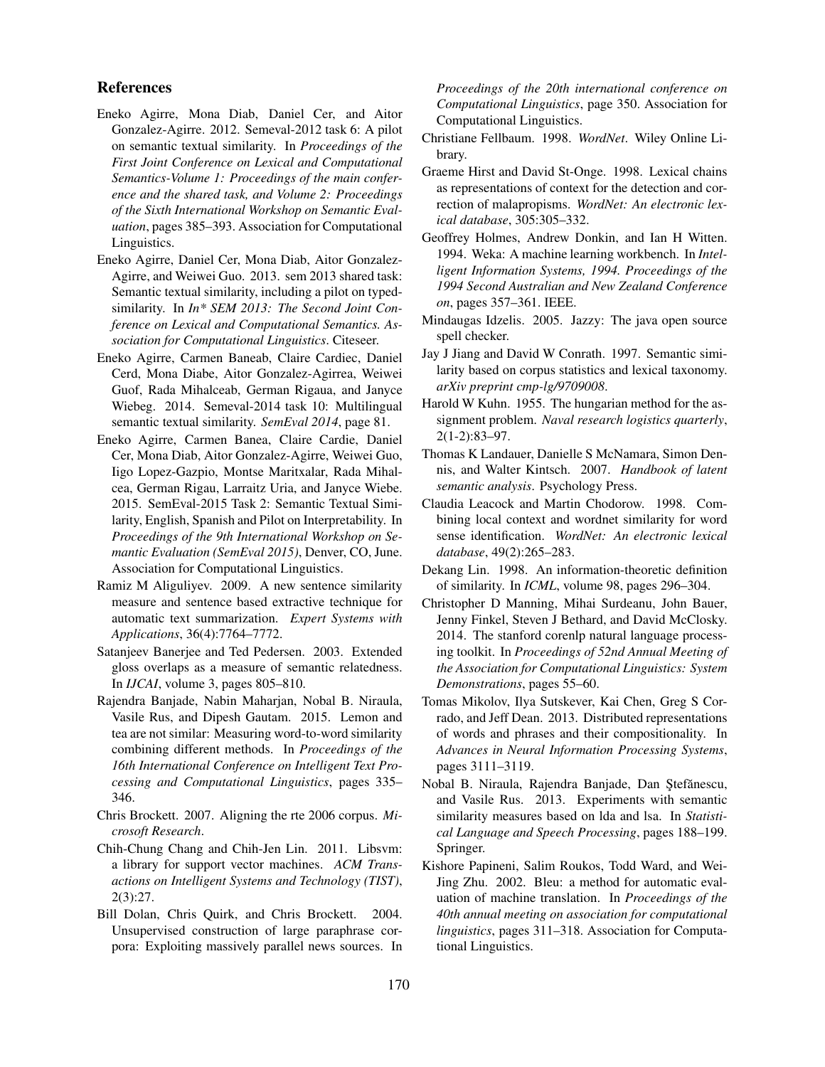## References

Eneko Agirre, Mona Diab, Daniel Cer, and Aitor Gonzalez-Agirre. 2012. Semeval-2012 task 6: A pilot on semantic textual similarity. In *Proceedings of the First Joint Conference on Lexical and Computational Semantics-Volume 1: Proceedings of the main conference and the shared task, and Volume 2: Proceedings of the Sixth International Workshop on Semantic Evaluation*, pages 385–393. Association for Computational Linguistics.

Eneko Agirre, Daniel Cer, Mona Diab, Aitor Gonzalez-Agirre, and Weiwei Guo. 2013. sem 2013 shared task: Semantic textual similarity, including a pilot on typed-similarity. In *In* SEM 2013: The Second Joint Conference on Lexical and Computational Semantics. Association for Computational Linguistics*. Citeseer.

Eneko Agirre, Carmen Baneab, Claire Cardiec, Daniel Cerd, Mona Diabe, Aitor Gonzalez-Agirrea, Weiwei Guof, Rada Mihalceab, German Rigaua, and Janyce Wiebeg. 2014. Semeval-2014 task 10: Multilingual semantic textual similarity. *SemEval 2014*, page 81.

Eneko Agirre, Carmen Banea, Claire Cardie, Daniel Cer, Mona Diab, Aitor Gonzalez-Agirre, Weiwei Guo, Iigo Lopez-Gazpio, Montse Maritxalar, Rada Mihalcea, German Rigau, Larraitz Uria, and Janyce Wiebe. 2015. SemEval-2015 Task 2: Semantic Textual Similarity, English, Spanish and Pilot on Interpretability. In *Proceedings of the 9th International Workshop on Semantic Evaluation (SemEval 2015)*, Denver, CO, June. Association for Computational Linguistics.

Ramiz M Aliguliyev. 2009. A new sentence similarity measure and sentence based extractive technique for automatic text summarization. *Expert Systems with Applications*, 36(4):7764–7772.

Satanjeev Banerjee and Ted Pedersen. 2003. Extended gloss overlaps as a measure of semantic relatedness. In *IJCAI*, volume 3, pages 805–810.

Rajendra Banjade, Nabin Maharjan, Nobal B. Niraula, Vasile Rus, and Dipesh Gautam. 2015. Lemon and tea are not similar: Measuring word-to-word similarity combining different methods. In *Proceedings of the 16th International Conference on Intelligent Text Processing and Computational Linguistics*, pages 335–346.

Chris Brockett. 2007. Aligning the rte 2006 corpus. *Microsoft Research*.

Chih-Chung Chang and Chih-Jen Lin. 2011. Libsvm: a library for support vector machines. *ACM Transactions on Intelligent Systems and Technology (TIST)*, 2(3):27.

Bill Dolan, Chris Quirk, and Chris Brockett. 2004. Unsupervised construction of large paraphrase corpora: Exploiting massively parallel news sources. In *Proceedings of the 20th international conference on Computational Linguistics*, page 350. Association for Computational Linguistics.

Christiane Fellbaum. 1998. *WordNet*. Wiley Online Library.

Graeme Hirst and David St-Onge. 1998. Lexical chains as representations of context for the detection and correction of malapropisms. *WordNet: An electronic lexical database*, 305:305–332.

Geoffrey Holmes, Andrew Donkin, and Ian H Witten. 1994. Weka: A machine learning workbench. In *Intelligent Information Systems, 1994. Proceedings of the 1994 Second Australian and New Zealand Conference on*, pages 357–361. IEEE.

Mindaugas Idzelis. 2005. Jazzy: The java open source spell checker.

Jay J Jiang and David W Conrath. 1997. Semantic similarity based on corpus statistics and lexical taxonomy. *arXiv preprint cmp-lg/9709008*.

Harold W Kuhn. 1955. The hungarian method for the assignment problem. *Naval research logistics quarterly*, 2(1-2):83–97.

Thomas K Landauer, Danielle S McNamara, Simon Dennis, and Walter Kintsch. 2007. *Handbook of latent semantic analysis*. Psychology Press.

Claudia Leacock and Martin Chodorow. 1998. Combining local context and wordnet similarity for word sense identification. *WordNet: An electronic lexical database*, 49(2):265–283.

Dekang Lin. 1998. An information-theoretic definition of similarity. In *ICML*, volume 98, pages 296–304.

Christopher D Manning, Mihai Surdeanu, John Bauer, Jenny Finkel, Steven J Bethard, and David McClosky. 2014. The stanford corenlp natural language processing toolkit. In *Proceedings of 52nd Annual Meeting of the Association for Computational Linguistics: System Demonstrations*, pages 55–60.

Tomas Mikolov, Ilya Sutskever, Kai Chen, Greg S Corrado, and Jeff Dean. 2013. Distributed representations of words and phrases and their compositionality. In *Advances in Neural Information Processing Systems*, pages 3111–3119.

Nobal B. Niraula, Rajendra Banjade, Dan Ştefănescu, and Vasile Rus. 2013. Experiments with semantic similarity measures based on lda and lsa. In *Statistical Language and Speech Processing*, pages 188–199. Springer.

Kishore Papineni, Salim Roukos, Todd Ward, and Wei-Jing Zhu. 2002. Bleu: a method for automatic evaluation of machine translation. In *Proceedings of the 40th annual meeting on association for computational linguistics*, pages 311–318. Association for Computational Linguistics.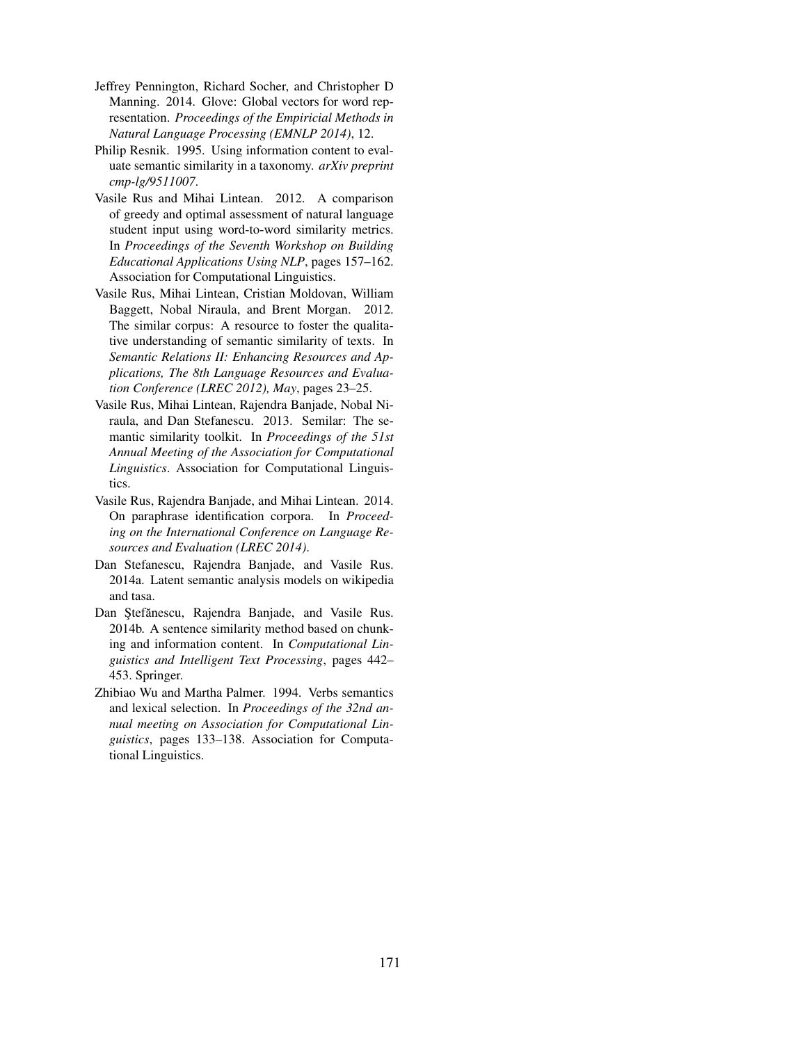Jeffrey Pennington, Richard Socher, and Christopher D Manning. 2014. Glove: Global vectors for word representation. *Proceedings of the Empiricial Methods in Natural Language Processing (EMNLP 2014)*, 12.

Philip Resnik. 1995. Using information content to evaluate semantic similarity in a taxonomy. *arXiv preprint cmp-lg/9511007*.

Vasile Rus and Mihai Lintean. 2012. A comparison of greedy and optimal assessment of natural language student input using word-to-word similarity metrics. In *Proceedings of the Seventh Workshop on Building Educational Applications Using NLP*, pages 157–162. Association for Computational Linguistics.

Vasile Rus, Mihai Lintean, Cristian Moldovan, William Baggett, Nobal Niraula, and Brent Morgan. 2012. The similar corpus: A resource to foster the qualitative understanding of semantic similarity of texts. In *Semantic Relations II: Enhancing Resources and Applications, The 8th Language Resources and Evaluation Conference (LREC 2012), May*, pages 23–25.

Vasile Rus, Mihai Lintean, Rajendra Banjade, Nobal Niraula, and Dan Stefanescu. 2013. Semilar: The semantic similarity toolkit. In *Proceedings of the 51st Annual Meeting of the Association for Computational Linguistics*. Association for Computational Linguistics.

Vasile Rus, Rajendra Banjade, and Mihai Lintean. 2014. On paraphrase identification corpora. In *Proceeding on the International Conference on Language Resources and Evaluation (LREC 2014)*.

Dan Stefanescu, Rajendra Banjade, and Vasile Rus. 2014a. Latent semantic analysis models on wikipedia and tasa.

Dan Ştefănescu, Rajendra Banjade, and Vasile Rus. 2014b. A sentence similarity method based on chunking and information content. In *Computational Linguistics and Intelligent Text Processing*, pages 442–453. Springer.

Zhibiao Wu and Martha Palmer. 1994. Verbs semantics and lexical selection. In *Proceedings of the 32nd annual meeting on Association for Computational Linguistics*, pages 133–138. Association for Computational Linguistics.